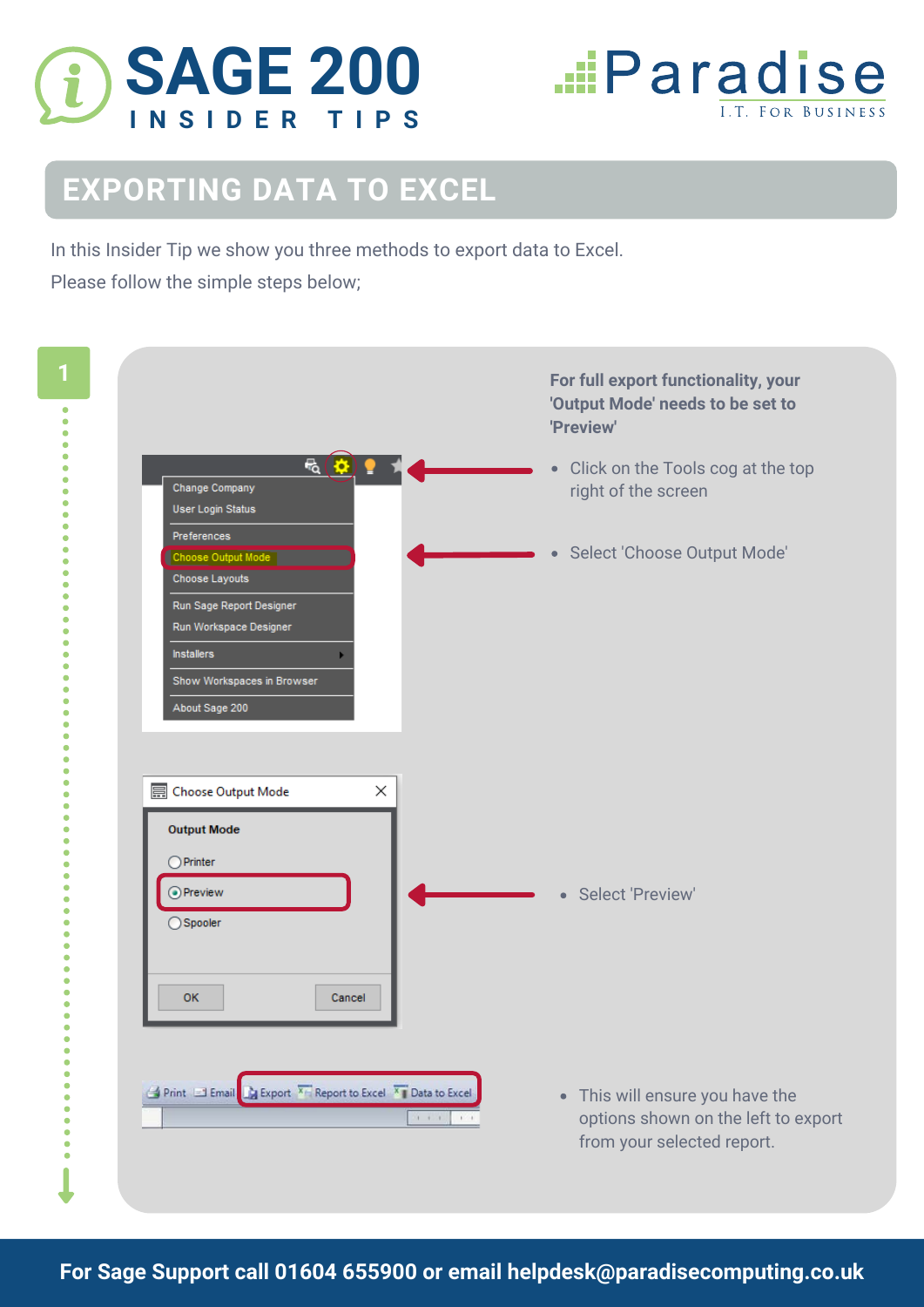# SAGE 200 INSIDER TIPS

Paradise I.T. For Business

## EXPORTING DATA TO EXCEL

In this Insider Tip we show you three methods to export data to Excel.
Please follow the simple steps below;

### 1

**For full export functionality, your 'Output Mode' needs to be set to 'Preview'**

- Click on the Tools cog at the top right of the screen
- Select 'Choose Output Mode'
- Select 'Preview'
- This will ensure you have the options shown on the left to export from your selected report.

**For Sage Support call 01604 655900 or email helpdesk@paradisecomputing.co.uk**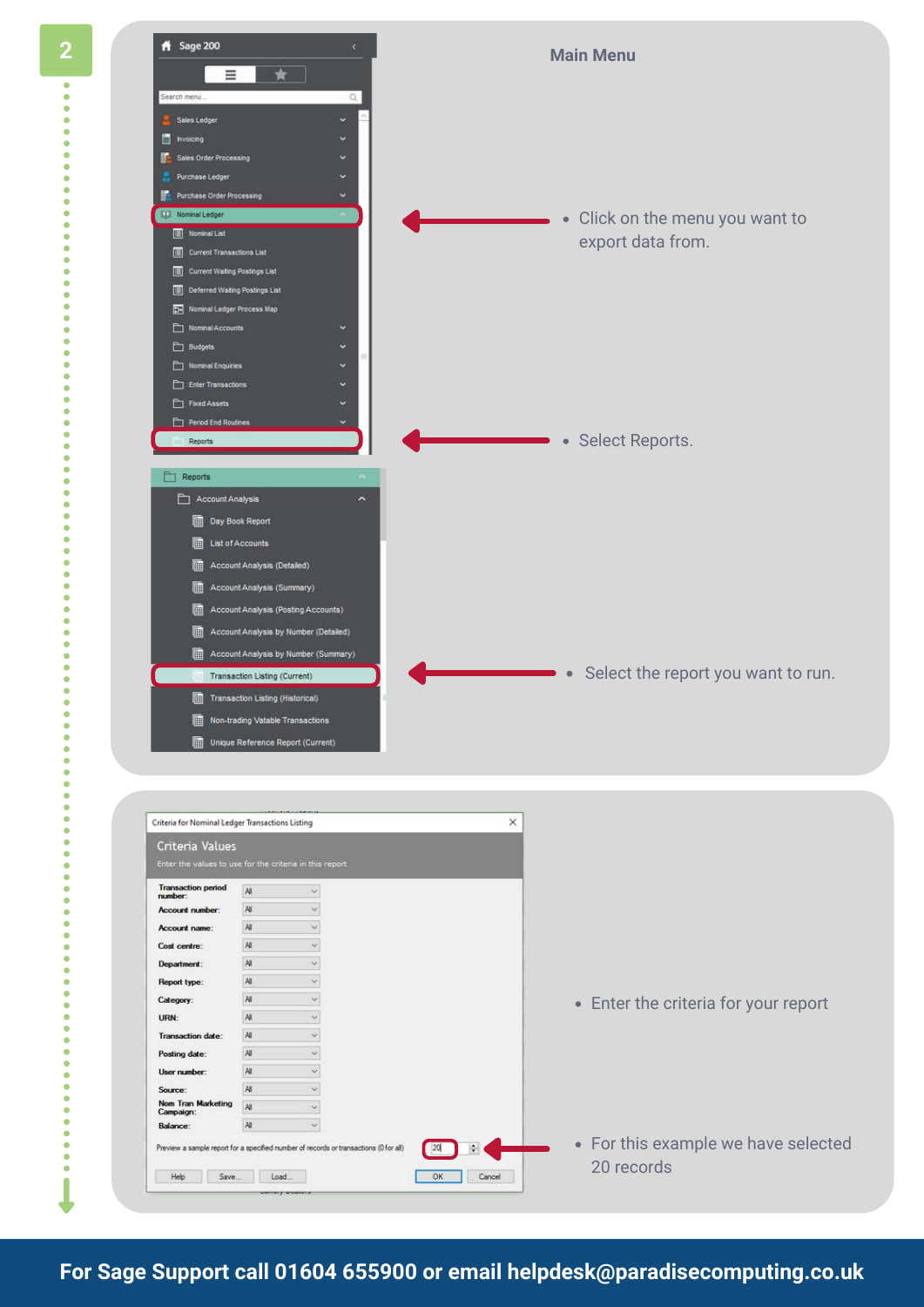2

## Main Menu

- Click on the menu you want to export data from.
- Select Reports.
- Select the report you want to run.

Sage 200

Sales Ledger
Invoicing
Sales Order Processing
Purchase Ledger
Purchase Order Processing
Nominal Ledger
Nominal List
Current Transactions List
Current Waiting Postings List
Deferred Waiting Postings List
Nominal Ledger Process Map
Nominal Accounts
Budgets
Nominal Enquiries
Enter Transactions
Fixed Assets
Period End Routines
Reports

Reports
Account Analysis
Day Book Report
List of Accounts
Account Analysis (Detailed)
Account Analysis (Summary)
Account Analysis (Posting Accounts)
Account Analysis by Number (Detailed)
Account Analysis by Number (Summary)
Transaction Listing (Current)
Transaction Listing (Historical)
Non-trading Vatable Transactions
Unique Reference Report (Current)

Criteria for Nominal Ledger Transactions Listing

Criteria Values

Enter the values to use for the criteria in this report

| Criteria | Value |
|---|---|
| Transaction period number: | All |
| Account number: | All |
| Account name: | All |
| Cost centre: | All |
| Department: | All |
| Report type: | All |
| Category: | All |
| URN: | All |
| Transaction date: | All |
| Posting date: | All |
| User number: | All |
| Source: | All |
| Nom Tran Marketing Campaign: | All |
| Balance: | All |

Preview a sample report for a specified number of records or transactions (0 for all) 20

Help | Save... | Load... | OK | Cancel

- Enter the criteria for your report
- For this example we have selected 20 records

**For Sage Support call 01604 655900 or email helpdesk@paradisecomputing.co.uk**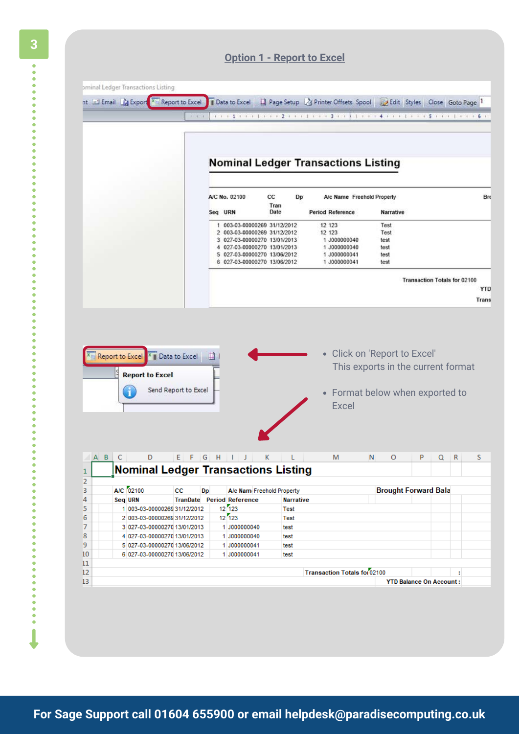## Option 1 - Report to Excel

- Click on 'Report to Excel'
  This exports in the current format

- Format below when exported to Excel

For Sage Support call 01604 655900 or email helpdesk@paradisecomputing.co.uk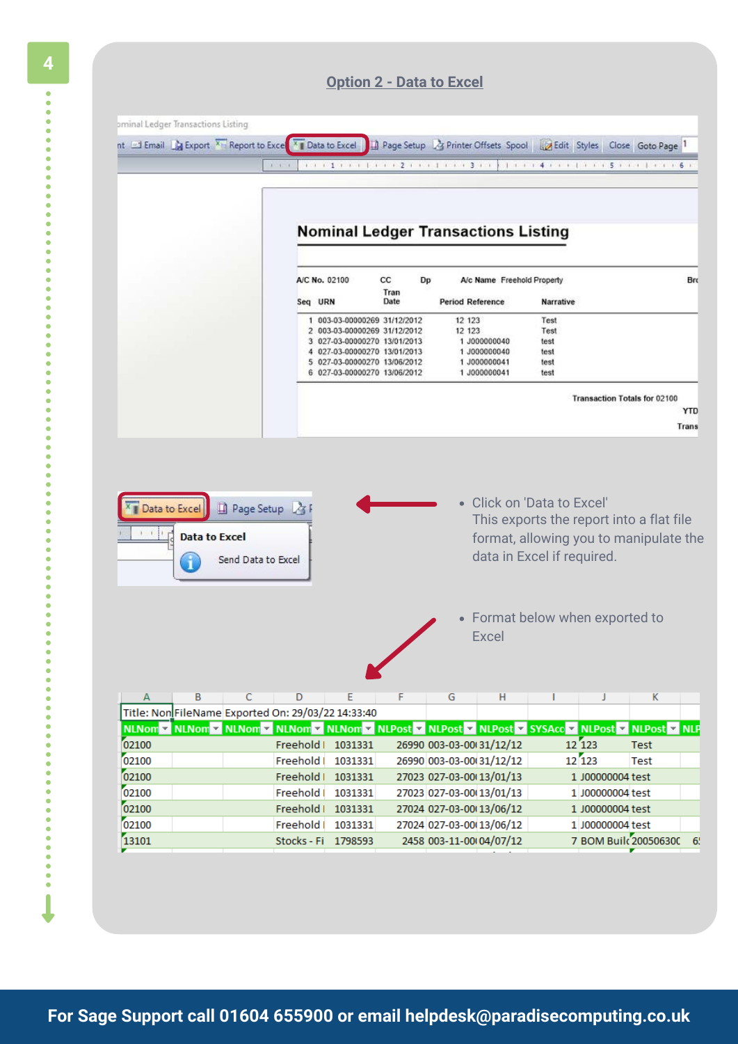## Option 2 - Data to Excel

- Click on 'Data to Excel'
  This exports the report into a flat file format, allowing you to manipulate the data in Excel if required.

- Format below when exported to Excel

For Sage Support call 01604 655900 or email helpdesk@paradisecomputing.co.uk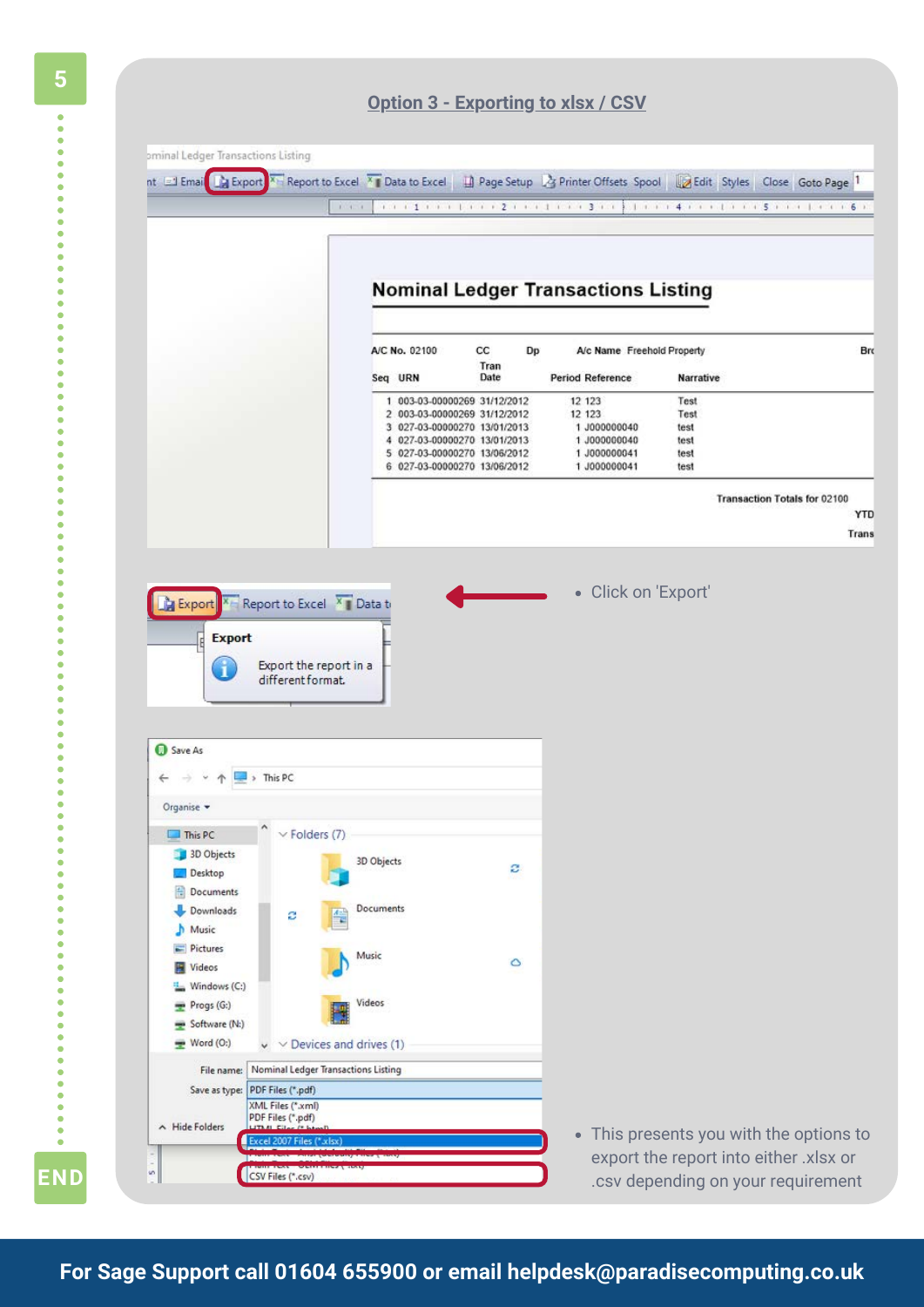## Option 3 - Exporting to xlsx / CSV

- Click on 'Export'

- This presents you with the options to export the report into either .xlsx or .csv depending on your requirement

**For Sage Support call 01604 655900 or email helpdesk@paradisecomputing.co.uk**